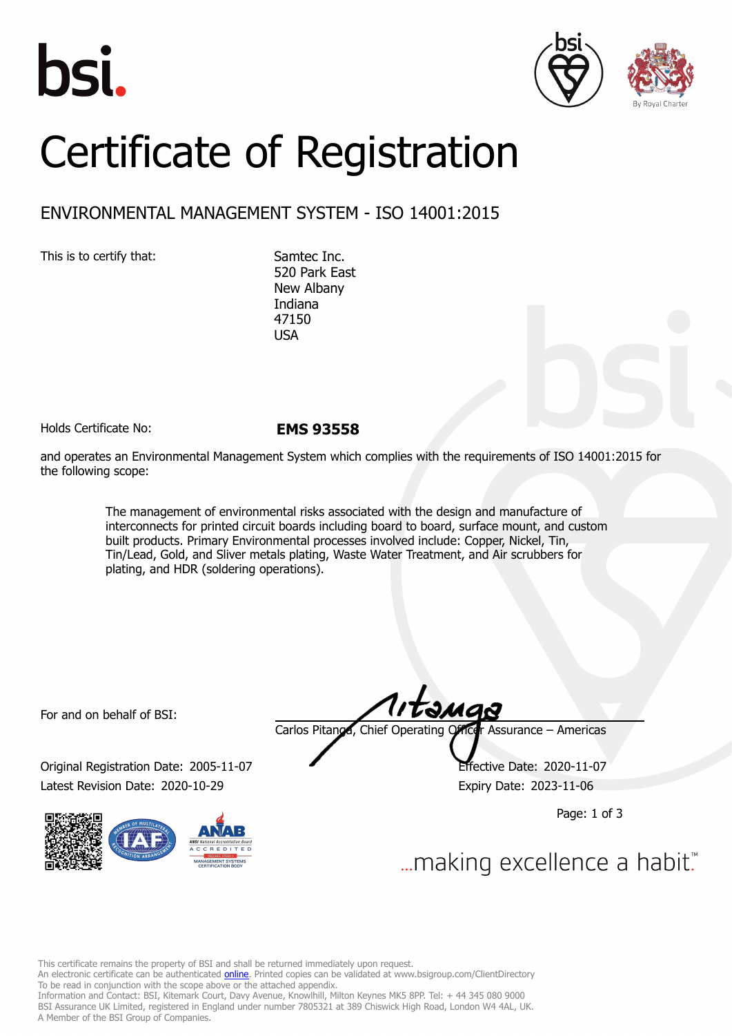# Certificate of Registration

## ENVIRONMENTAL MANAGEMENT SYSTEM - ISO 14001:2015

This is to certify that:

Samtec Inc.
520 Park East
New Albany
Indiana
47150
USA

Holds Certificate No: **EMS 93558**

and operates an Environmental Management System which complies with the requirements of ISO 14001:2015 for the following scope:

> The management of environmental risks associated with the design and manufacture of interconnects for printed circuit boards including board to board, surface mount, and custom built products. Primary Environmental processes involved include: Copper, Nickel, Tin, Tin/Lead, Gold, and Sliver metals plating, Waste Water Treatment, and Air scrubbers for plating, and HDR (soldering operations).

For and on behalf of BSI:

Carlos Pitanga, Chief Operating Officer Assurance – Americas

Original Registration Date: 2005-11-07
Effective Date: 2020-11-07

Latest Revision Date: 2020-10-29
Expiry Date: 2023-11-06

...making excellence a habit.™

This certificate remains the property of BSI and shall be returned immediately upon request.
An electronic certificate can be authenticated online. Printed copies can be validated at www.bsigroup.com/ClientDirectory
To be read in conjunction with the scope above or the attached appendix.
Information and Contact: BSI, Kitemark Court, Davy Avenue, Knowlhill, Milton Keynes MK5 8PP. Tel: + 44 345 080 9000
BSI Assurance UK Limited, registered in England under number 7805321 at 389 Chiswick High Road, London W4 4AL, UK.
A Member of the BSI Group of Companies.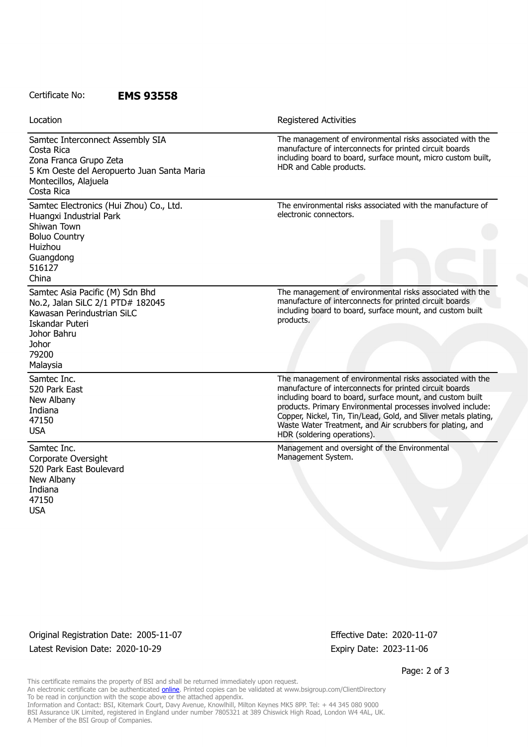Certificate No: **EMS 93558**

| Location | Registered Activities |
| --- | --- |
| Samtec Interconnect Assembly SIA<br>Costa Rica<br>Zona Franca Grupo Zeta<br>5 Km Oeste del Aeropuerto Juan Santa Maria<br>Montecillos, Alajuela<br>Costa Rica | The management of environmental risks associated with the manufacture of interconnects for printed circuit boards including board to board, surface mount, micro custom built, HDR and Cable products. |
| Samtec Electronics (Hui Zhou) Co., Ltd.<br>Huangxi Industrial Park<br>Shiwan Town<br>Boluo Country<br>Huizhou<br>Guangdong<br>516127<br>China | The environmental risks associated with the manufacture of electronic connectors. |
| Samtec Asia Pacific (M) Sdn Bhd<br>No.2, Jalan SiLC 2/1 PTD# 182045<br>Kawasan Perindustrian SiLC<br>Iskandar Puteri<br>Johor Bahru<br>Johor<br>79200<br>Malaysia | The management of environmental risks associated with the manufacture of interconnects for printed circuit boards including board to board, surface mount, and custom built products. |
| Samtec Inc.<br>520 Park East<br>New Albany<br>Indiana<br>47150<br>USA | The management of environmental risks associated with the manufacture of interconnects for printed circuit boards including board to board, surface mount, and custom built products. Primary Environmental processes involved include: Copper, Nickel, Tin, Tin/Lead, Gold, and Sliver metals plating, Waste Water Treatment, and Air scrubbers for plating, and HDR (soldering operations). |
| Samtec Inc.<br>Corporate Oversight<br>520 Park East Boulevard<br>New Albany<br>Indiana<br>47150<br>USA | Management and oversight of the Environmental Management System. |

Original Registration Date: 2005-11-07

Latest Revision Date: 2020-10-29

Effective Date: 2020-11-07

Expiry Date: 2023-11-06

This certificate remains the property of BSI and shall be returned immediately upon request.
An electronic certificate can be authenticated online. Printed copies can be validated at www.bsigroup.com/ClientDirectory
To be read in conjunction with the scope above or the attached appendix.
Information and Contact: BSI, Kitemark Court, Davy Avenue, Knowlhill, Milton Keynes MK5 8PP. Tel: + 44 345 080 9000
BSI Assurance UK Limited, registered in England under number 7805321 at 389 Chiswick High Road, London W4 4AL, UK.
A Member of the BSI Group of Companies.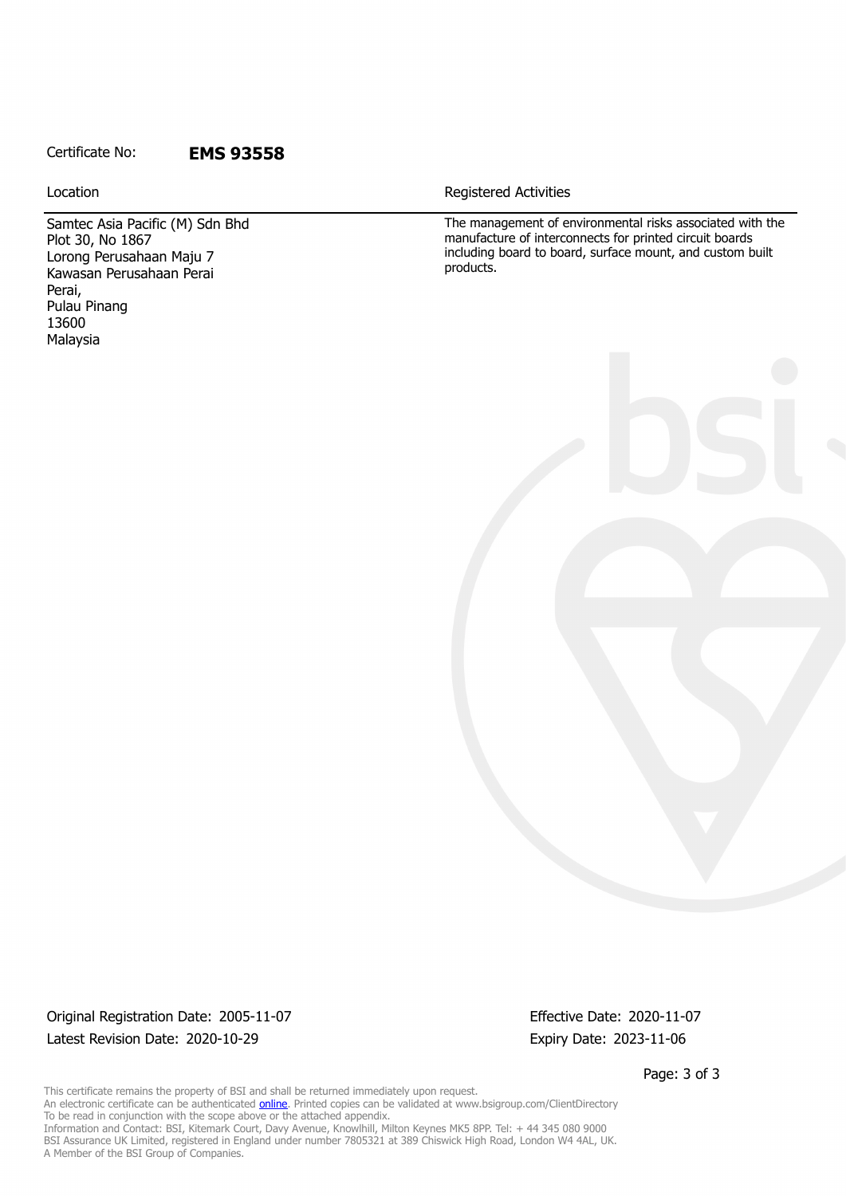Certificate No: **EMS 93558**

| Location | Registered Activities |
| --- | --- |
| Samtec Asia Pacific (M) Sdn Bhd<br>Plot 30, No 1867<br>Lorong Perusahaan Maju 7<br>Kawasan Perusahaan Perai<br>Perai,<br>Pulau Pinang<br>13600<br>Malaysia | The management of environmental risks associated with the manufacture of interconnects for printed circuit boards including board to board, surface mount, and custom built products. |

Original Registration Date: 2005-11-07

Latest Revision Date: 2020-10-29

Effective Date: 2020-11-07

Expiry Date: 2023-11-06

This certificate remains the property of BSI and shall be returned immediately upon request.
An electronic certificate can be authenticated online. Printed copies can be validated at www.bsigroup.com/ClientDirectory
To be read in conjunction with the scope above or the attached appendix.
Information and Contact: BSI, Kitemark Court, Davy Avenue, Knowlhill, Milton Keynes MK5 8PP. Tel: + 44 345 080 9000
BSI Assurance UK Limited, registered in England under number 7805321 at 389 Chiswick High Road, London W4 4AL, UK.
A Member of the BSI Group of Companies.